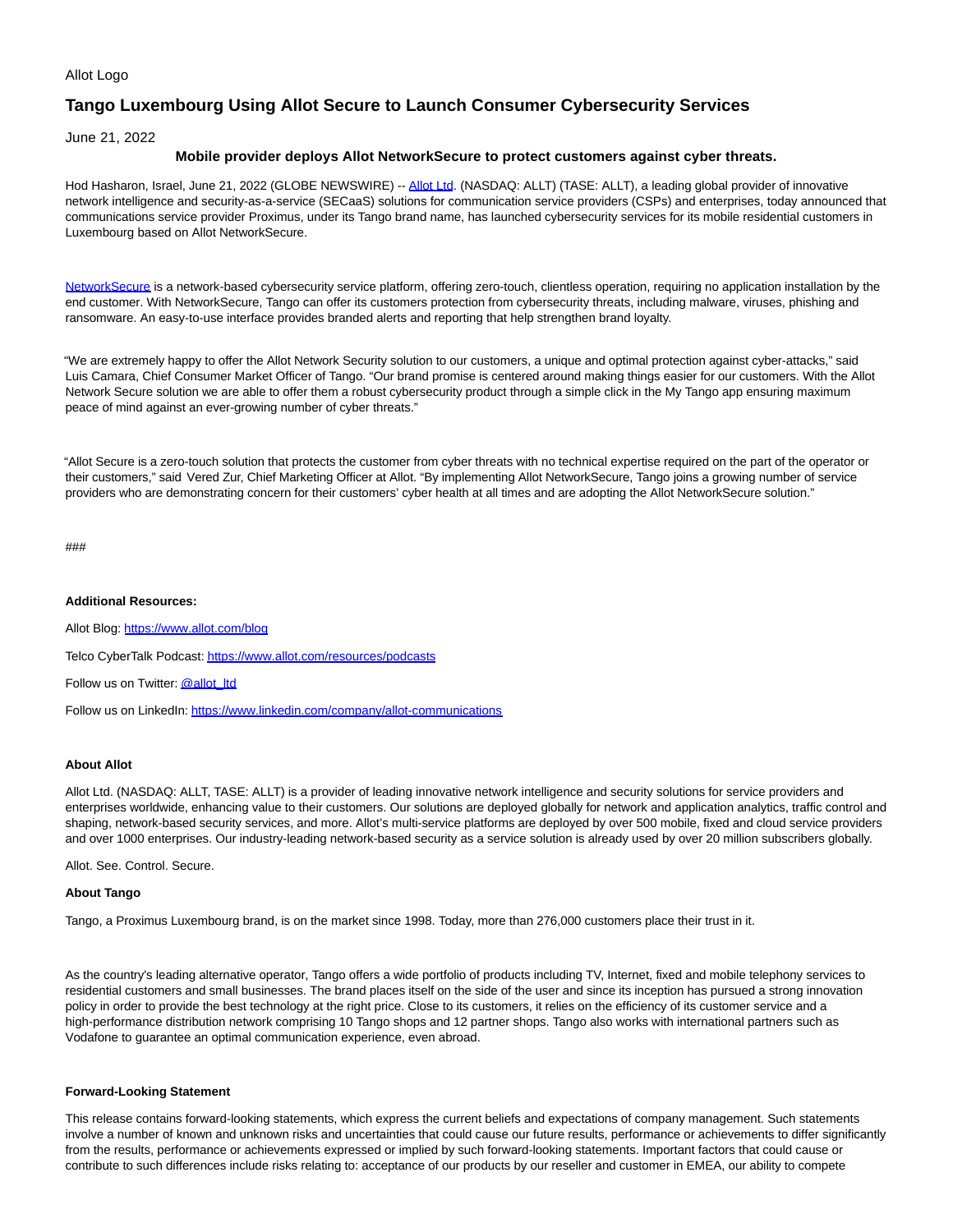Allot Logo

# Tango Luxembourg Using Allot Secure to Launch Consumer Cybersecurity Services

June 21, 2022

**Mobile provider deploys Allot NetworkSecure to protect customers against cyber threats.**

Hod Hasharon, Israel, June 21, 2022 (GLOBE NEWSWIRE) -- Allot Ltd. (NASDAQ: ALLT) (TASE: ALLT), a leading global provider of innovative network intelligence and security-as-a-service (SECaaS) solutions for communication service providers (CSPs) and enterprises, today announced that communications service provider Proximus, under its Tango brand name, has launched cybersecurity services for its mobile residential customers in Luxembourg based on Allot NetworkSecure.

NetworkSecure is a network-based cybersecurity service platform, offering zero-touch, clientless operation, requiring no application installation by the end customer. With NetworkSecure, Tango can offer its customers protection from cybersecurity threats, including malware, viruses, phishing and ransomware. An easy-to-use interface provides branded alerts and reporting that help strengthen brand loyalty.

"We are extremely happy to offer the Allot Network Security solution to our customers, a unique and optimal protection against cyber-attacks," said Luis Camara, Chief Consumer Market Officer of Tango. "Our brand promise is centered around making things easier for our customers. With the Allot Network Secure solution we are able to offer them a robust cybersecurity product through a simple click in the My Tango app ensuring maximum peace of mind against an ever-growing number of cyber threats."

"Allot Secure is a zero-touch solution that protects the customer from cyber threats with no technical expertise required on the part of the operator or their customers," said Vered Zur, Chief Marketing Officer at Allot. "By implementing Allot NetworkSecure, Tango joins a growing number of service providers who are demonstrating concern for their customers' cyber health at all times and are adopting the Allot NetworkSecure solution."

###

**Additional Resources:**

Allot Blog: https://www.allot.com/blog

Telco CyberTalk Podcast: https://www.allot.com/resources/podcasts

Follow us on Twitter: @allot_ltd

Follow us on LinkedIn: https://www.linkedin.com/company/allot-communications

**About Allot**

Allot Ltd. (NASDAQ: ALLT, TASE: ALLT) is a provider of leading innovative network intelligence and security solutions for service providers and enterprises worldwide, enhancing value to their customers. Our solutions are deployed globally for network and application analytics, traffic control and shaping, network-based security services, and more. Allot's multi-service platforms are deployed by over 500 mobile, fixed and cloud service providers and over 1000 enterprises. Our industry-leading network-based security as a service solution is already used by over 20 million subscribers globally.

Allot. See. Control. Secure.

**About Tango**

Tango, a Proximus Luxembourg brand, is on the market since 1998. Today, more than 276,000 customers place their trust in it.

As the country's leading alternative operator, Tango offers a wide portfolio of products including TV, Internet, fixed and mobile telephony services to residential customers and small businesses. The brand places itself on the side of the user and since its inception has pursued a strong innovation policy in order to provide the best technology at the right price. Close to its customers, it relies on the efficiency of its customer service and a high-performance distribution network comprising 10 Tango shops and 12 partner shops. Tango also works with international partners such as Vodafone to guarantee an optimal communication experience, even abroad.

**Forward-Looking Statement**

This release contains forward-looking statements, which express the current beliefs and expectations of company management. Such statements involve a number of known and unknown risks and uncertainties that could cause our future results, performance or achievements to differ significantly from the results, performance or achievements expressed or implied by such forward-looking statements. Important factors that could cause or contribute to such differences include risks relating to: acceptance of our products by our reseller and customer in EMEA, our ability to compete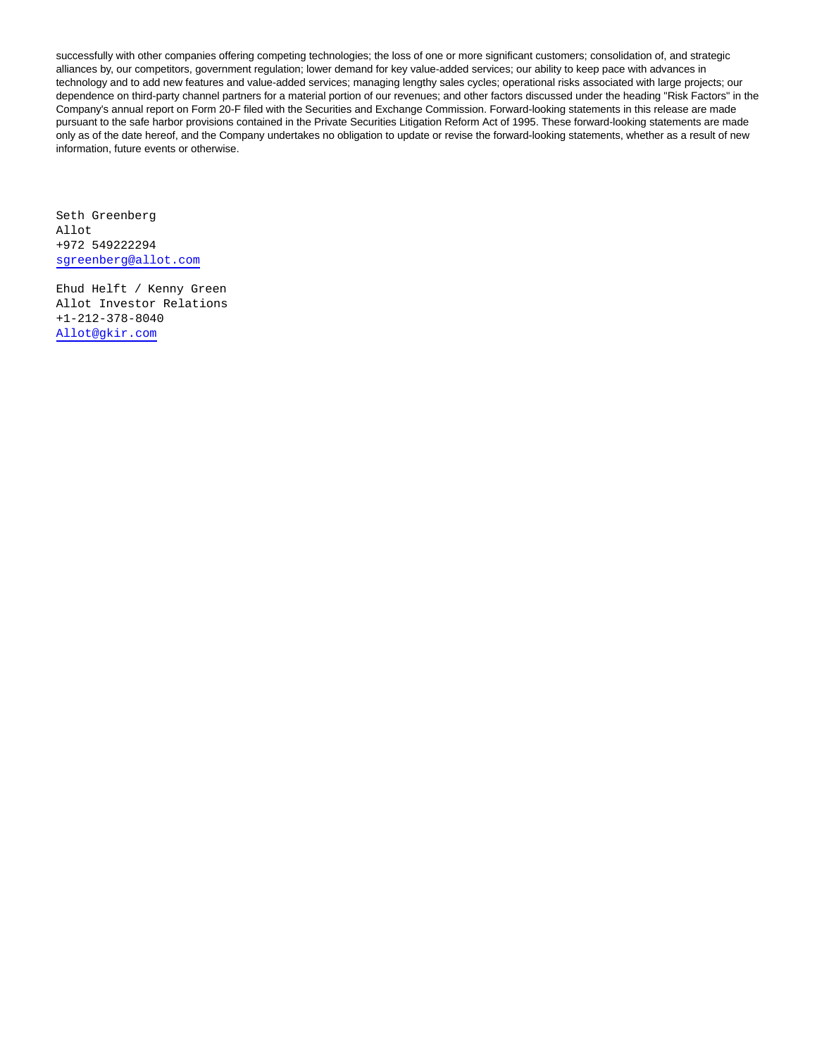successfully with other companies offering competing technologies; the loss of one or more significant customers; consolidation of, and strategic alliances by, our competitors, government regulation; lower demand for key value-added services; our ability to keep pace with advances in technology and to add new features and value-added services; managing lengthy sales cycles; operational risks associated with large projects; our dependence on third-party channel partners for a material portion of our revenues; and other factors discussed under the heading "Risk Factors" in the Company's annual report on Form 20-F filed with the Securities and Exchange Commission. Forward-looking statements in this release are made pursuant to the safe harbor provisions contained in the Private Securities Litigation Reform Act of 1995. These forward-looking statements are made only as of the date hereof, and the Company undertakes no obligation to update or revise the forward-looking statements, whether as a result of new information, future events or otherwise.

Seth Greenberg
Allot
+972 549222294
sgreenberg@allot.com

Ehud Helft / Kenny Green
Allot Investor Relations
+1-212-378-8040
Allot@gkir.com